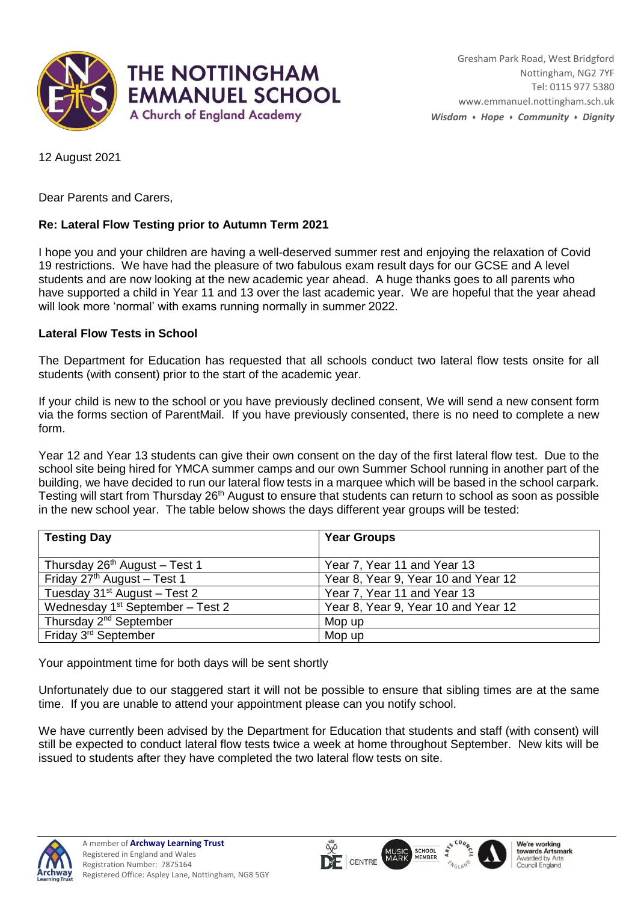# THE NOTTINGHAM EMMANUEL SCHOOL

A Church of England Academy

Gresham Park Road, West Bridgford
Nottingham, NG2 7YF
Tel: 0115 977 5380
www.emmanuel.nottingham.sch.uk
***Wisdom • Hope • Community • Dignity***

12 August 2021

Dear Parents and Carers,

**Re: Lateral Flow Testing prior to Autumn Term 2021**

I hope you and your children are having a well-deserved summer rest and enjoying the relaxation of Covid 19 restrictions. We have had the pleasure of two fabulous exam result days for our GCSE and A level students and are now looking at the new academic year ahead. A huge thanks goes to all parents who have supported a child in Year 11 and 13 over the last academic year. We are hopeful that the year ahead will look more 'normal' with exams running normally in summer 2022.

**Lateral Flow Tests in School**

The Department for Education has requested that all schools conduct two lateral flow tests onsite for all students (with consent) prior to the start of the academic year.

If your child is new to the school or you have previously declined consent, We will send a new consent form via the forms section of ParentMail. If you have previously consented, there is no need to complete a new form.

Year 12 and Year 13 students can give their own consent on the day of the first lateral flow test. Due to the school site being hired for YMCA summer camps and our own Summer School running in another part of the building, we have decided to run our lateral flow tests in a marquee which will be based in the school carpark. Testing will start from Thursday 26th August to ensure that students can return to school as soon as possible in the new school year. The table below shows the days different year groups will be tested:

| Testing Day | Year Groups |
|---|---|
| Thursday 26th August – Test 1 | Year 7, Year 11 and Year 13 |
| Friday 27th August – Test 1 | Year 8, Year 9, Year 10 and Year 12 |
| Tuesday 31st August – Test 2 | Year 7, Year 11 and Year 13 |
| Wednesday 1st September – Test 2 | Year 8, Year 9, Year 10 and Year 12 |
| Thursday 2nd September | Mop up |
| Friday 3rd September | Mop up |

Your appointment time for both days will be sent shortly

Unfortunately due to our staggered start it will not be possible to ensure that sibling times are at the same time. If you are unable to attend your appointment please can you notify school.

We have currently been advised by the Department for Education that students and staff (with consent) will still be expected to conduct lateral flow tests twice a week at home throughout September. New kits will be issued to students after they have completed the two lateral flow tests on site.

A member of **Archway Learning Trust**
Registered in England and Wales
Registration Number: 7875164
Registered Office: Aspley Lane, Nottingham, NG8 5GY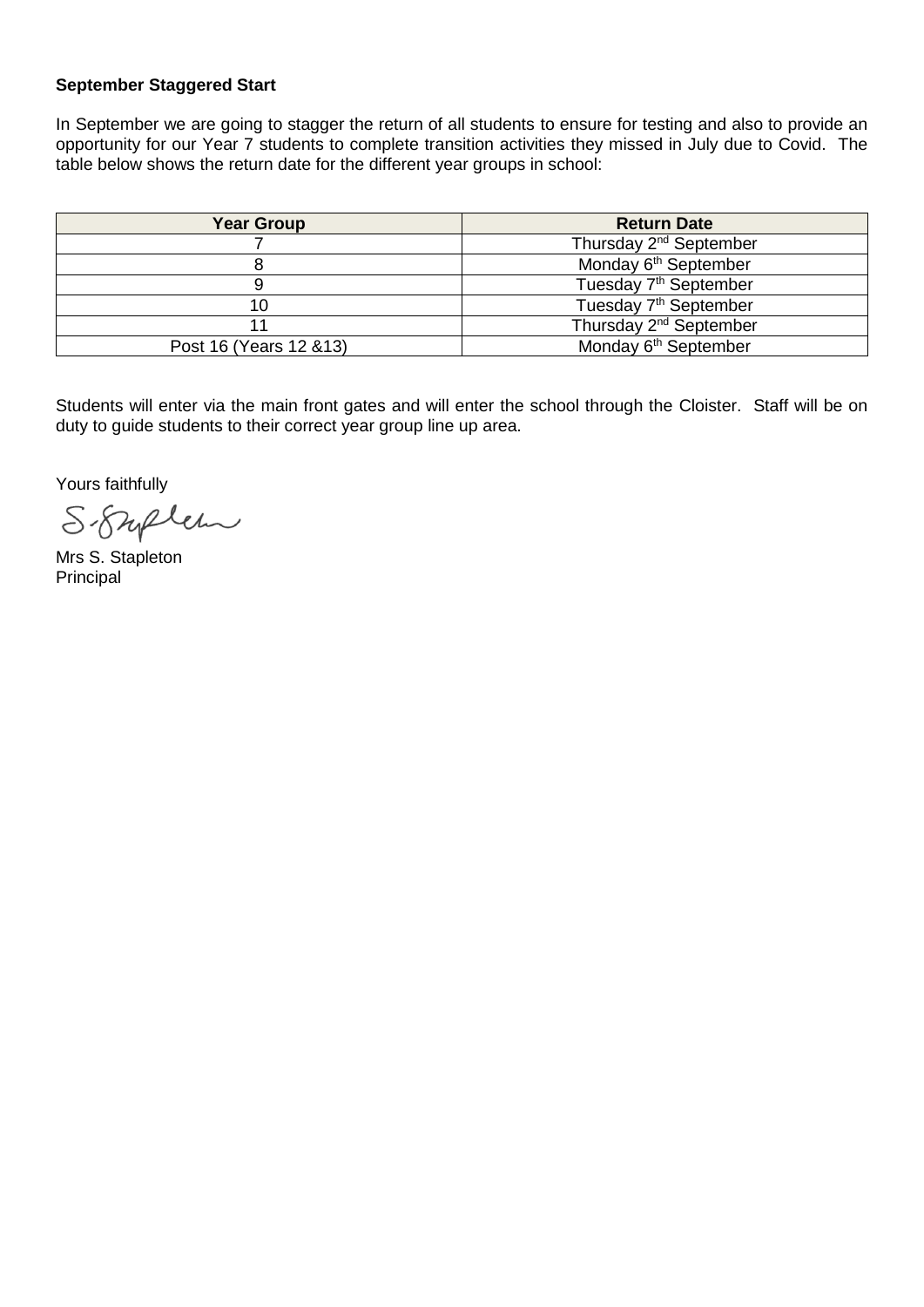**September Staggered Start**

In September we are going to stagger the return of all students to ensure for testing and also to provide an opportunity for our Year 7 students to complete transition activities they missed in July due to Covid. The table below shows the return date for the different year groups in school:

| Year Group | Return Date |
|---|---|
| 7 | Thursday 2nd September |
| 8 | Monday 6th September |
| 9 | Tuesday 7th September |
| 10 | Tuesday 7th September |
| 11 | Thursday 2nd September |
| Post 16 (Years 12 &13) | Monday 6th September |

Students will enter via the main front gates and will enter the school through the Cloister. Staff will be on duty to guide students to their correct year group line up area.

Yours faithfully

S. Stapleton

Mrs S. Stapleton
Principal